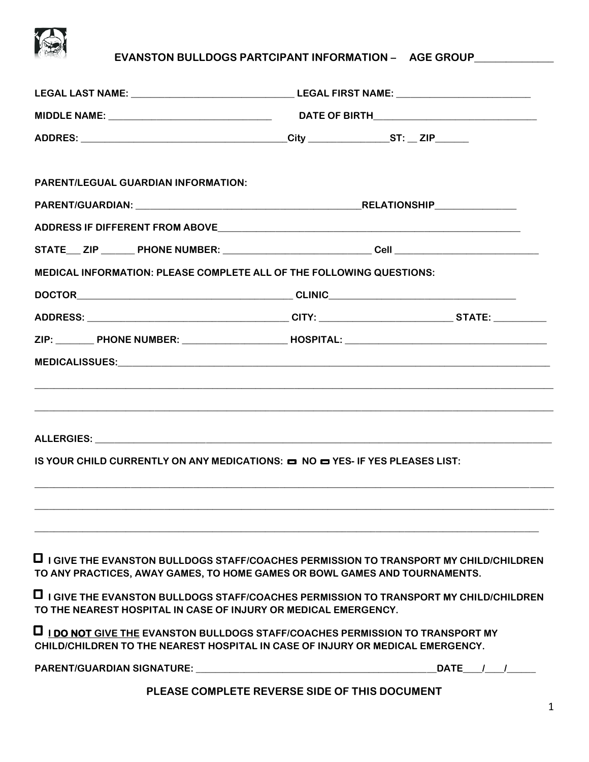# EVANSTON BULLDOGS PARTCIPANT INFORMATION – AGE GROUP______________

**LEGAL LAST NAME:** ______________________________ **LEGAL FIRST NAME:** _________________________

**MIDDLE NAME:** ______________________________ **DATE OF BIRTH**_______________________________

**ADDRES:** ______________________________________**City** _______________**ST:** __ **ZIP**______

**PARENT/LEGUAL GUARDIAN INFORMATION:**

**PARENT/GUARDIAN:** ___________________________________________**RELATIONSHIP**_______________

**ADDRESS IF DIFFERENT FROM ABOVE**____________________________________________________________

**STATE**___ **ZIP** ______ **PHONE NUMBER:** ___________________________ **Cell** ___________________________

**MEDICAL INFORMATION: PLEASE COMPLETE ALL OF THE FOLLOWING QUESTIONS:**

**DOCTOR**_________________________________________ **CLINIC**___________________________________

**ADDRESS:** ______________________________________ **CITY:** _________________________ **STATE:** __________

**ZIP:** _______ **PHONE NUMBER:** ____________________ **HOSPITAL:** ______________________________________

**MEDICALISSUES:**_____________________________________________________________________________________

_______________________________________________________________________________________________________

_______________________________________________________________________________________________________

**ALLERGIES:** ________________________________________________________________________________________

**IS YOUR CHILD CURRENTLY ON ANY MEDICATIONS:** ☐ **NO** ☐ **YES- IF YES PLEASES LIST:**

_______________________________________________________________________________________________________

_______________________________________________________________________________________________________

_______________________________________________________________________________________________________

☐ **I GIVE THE EVANSTON BULLDOGS STAFF/COACHES PERMISSION TO TRANSPORT MY CHILD/CHILDREN TO ANY PRACTICES, AWAY GAMES, TO HOME GAMES OR BOWL GAMES AND TOURNAMENTS.**

☐ **I GIVE THE EVANSTON BULLDOGS STAFF/COACHES PERMISSION TO TRANSPORT MY CHILD/CHILDREN TO THE NEAREST HOSPITAL IN CASE OF INJURY OR MEDICAL EMERGENCY.**

☐ **I DO NOT GIVE THE EVANSTON BULLDOGS STAFF/COACHES PERMISSION TO TRANSPORT MY CHILD/CHILDREN TO THE NEAREST HOSPITAL IN CASE OF INJURY OR MEDICAL EMERGENCY.**

**PARENT/GUARDIAN SIGNATURE:** _______________________________________________**DATE**___/___/_____

**PLEASE COMPLETE REVERSE SIDE OF THIS DOCUMENT**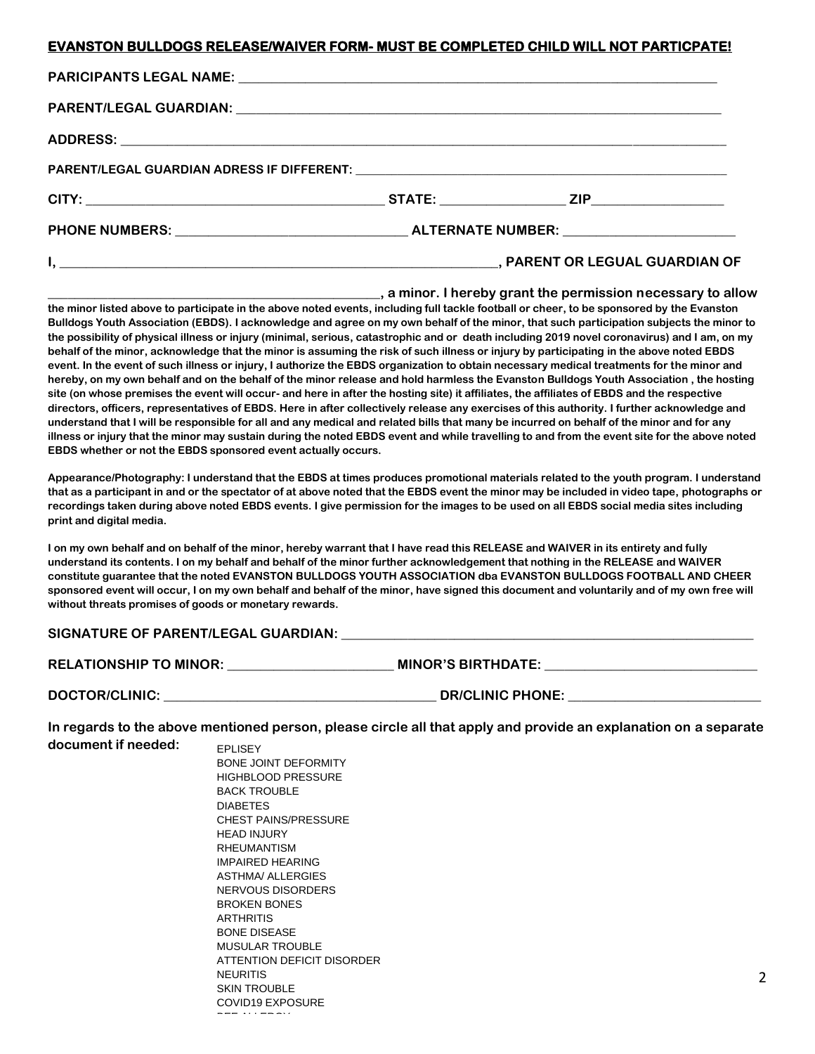**EVANSTON BULLDOGS RELEASE/WAIVER FORM- MUST BE COMPLETED CHILD WILL NOT PARTICPATE!**

**PARICIPANTS LEGAL NAME:** ______________________________________________________________

**PARENT/LEGAL GUARDIAN:** ______________________________________________________________

**ADDRESS:** ______________________________________________________________________________

**PARENT/LEGAL GUARDIAN ADRESS IF DIFFERENT:** _______________________________________________

**CITY:** ___________________________________ **STATE:** _______________ **ZIP**________________

**PHONE NUMBERS:** ____________________________ **ALTERNATE NUMBER:** _____________________

**I,** ________________________________________________________**, PARENT OR LEGUAL GUARDIAN OF**

____________________________________________**, a minor. I hereby grant the permission necessary to allow the minor listed above to participate in the above noted events, including full tackle football or cheer, to be sponsored by the Evanston Bulldogs Youth Association (EBDS). I acknowledge and agree on my own behalf of the minor, that such participation subjects the minor to the possibility of physical illness or injury (minimal, serious, catastrophic and or death including 2019 novel coronavirus) and I am, on my behalf of the minor, acknowledge that the minor is assuming the risk of such illness or injury by participating in the above noted EBDS event. In the event of such illness or injury, I authorize the EBDS organization to obtain necessary medical treatments for the minor and hereby, on my own behalf and on the behalf of the minor release and hold harmless the Evanston Bulldogs Youth Association , the hosting site (on whose premises the event will occur- and here in after the hosting site) it affiliates, the affiliates of EBDS and the respective directors, officers, representatives of EBDS. Here in after collectively release any exercises of this authority. I further acknowledge and understand that I will be responsible for all and any medical and related bills that many be incurred on behalf of the minor and for any illness or injury that the minor may sustain during the noted EBDS event and while travelling to and from the event site for the above noted EBDS whether or not the EBDS sponsored event actually occurs.**

**Appearance/Photography: I understand that the EBDS at times produces promotional materials related to the youth program. I understand that as a participant in and or the spectator of at above noted that the EBDS event the minor may be included in video tape, photographs or recordings taken during above noted EBDS events. I give permission for the images to be used on all EBDS social media sites including print and digital media.**

**I on my own behalf and on behalf of the minor, hereby warrant that I have read this RELEASE and WAIVER in its entirety and fully understand its contents. I on my behalf and behalf of the minor further acknowledgement that nothing in the RELEASE and WAIVER constitute guarantee that the noted EVANSTON BULLDOGS YOUTH ASSOCIATION dba EVANSTON BULLDOGS FOOTBALL AND CHEER sponsored event will occur, I on my own behalf and behalf of the minor, have signed this document and voluntarily and of my own free will without threats promises of goods or monetary rewards.**

**SIGNATURE OF PARENT/LEGAL GUARDIAN:** _____________________________________________________

**RELATIONSHIP TO MINOR:** ______________________ **MINOR'S BIRTHDATE:** ___________________________

**DOCTOR/CLINIC:** ____________________________________ **DR/CLINIC PHONE:** _________________________

**In regards to the above mentioned person, please circle all that apply and provide an explanation on a separate document if needed:**

EPLISEY
BONE JOINT DEFORMITY
HIGHBLOOD PRESSURE
BACK TROUBLE
DIABETES
CHEST PAINS/PRESSURE
HEAD INJURY
RHEUMANTISM
IMPAIRED HEARING
ASTHMA/ ALLERGIES
NERVOUS DISORDERS
BROKEN BONES
ARTHRITIS
BONE DISEASE
MUSULAR TROUBLE
ATTENTION DEFICIT DISORDER
NEURITIS
SKIN TROUBLE
COVID19 EXPOSURE